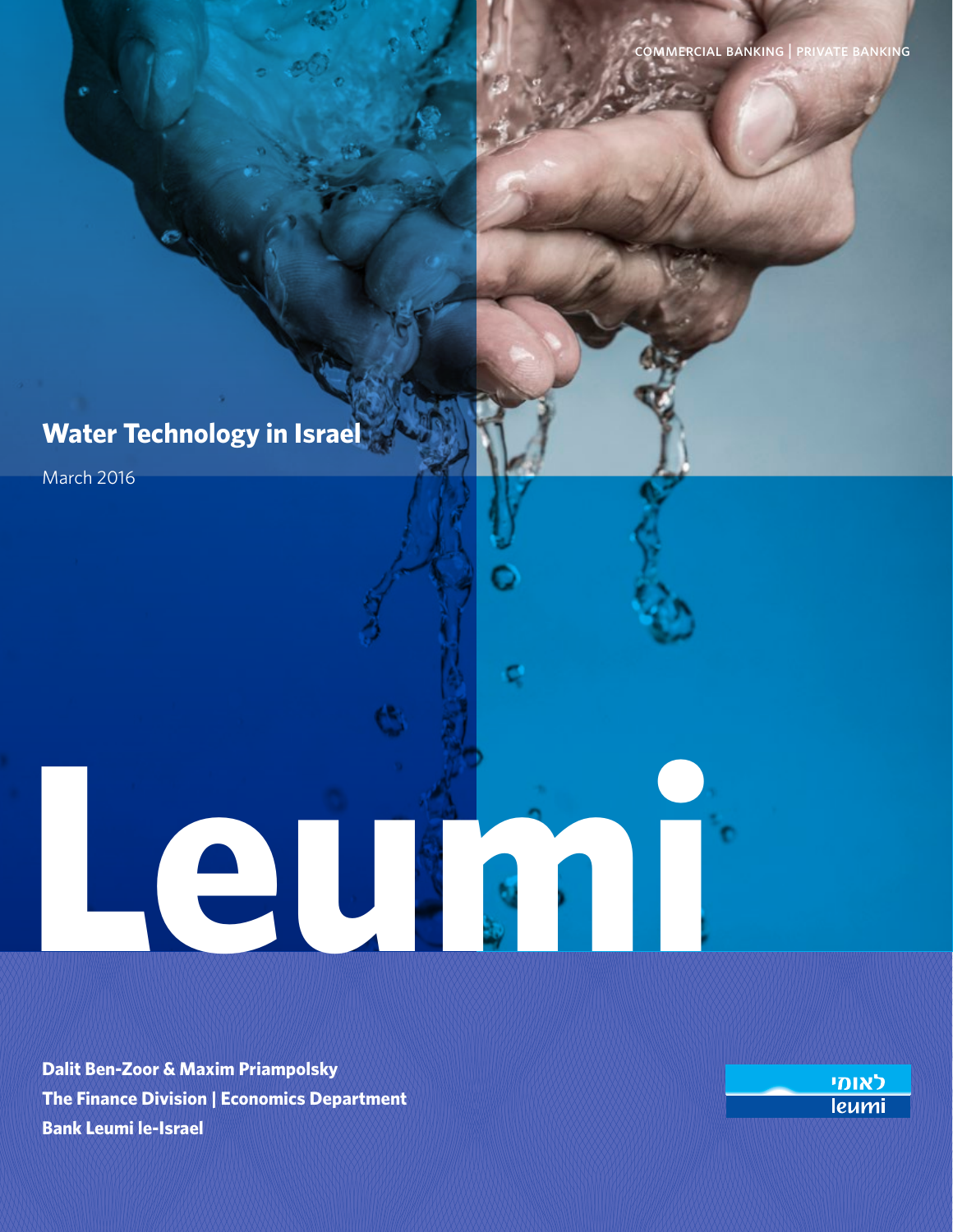COMMERCIAL BANKING | PRIVATE BANKING

# Water Technology in Israel

March 2016

Leumi

**Dalit Ben-Zoor & Maxim Priampolsky**
**The Finance Division | Economics Department**
**Bank Leumi le-Israel**

לאומי
leumi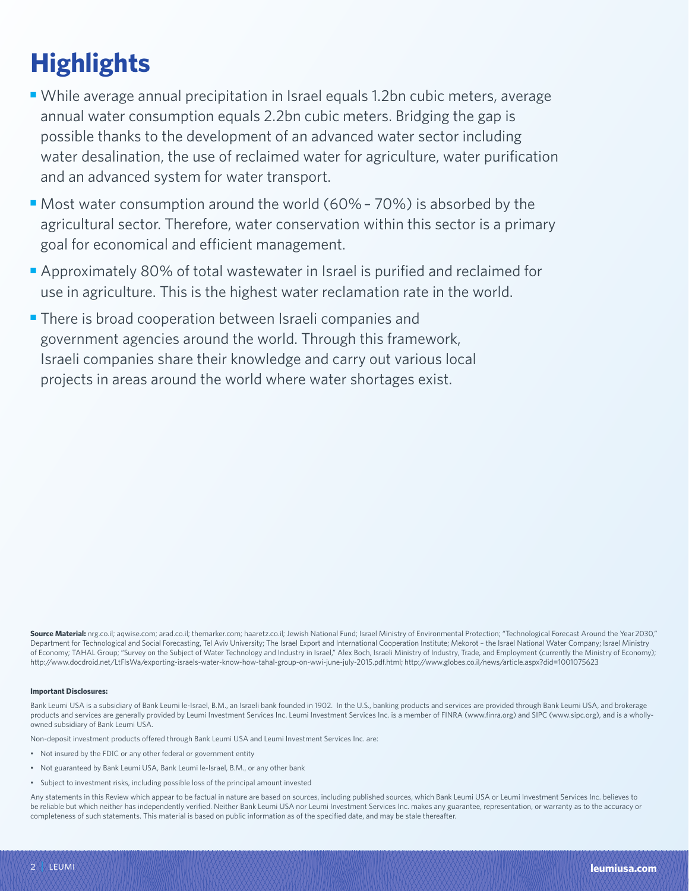# Highlights

- While average annual precipitation in Israel equals 1.2bn cubic meters, average annual water consumption equals 2.2bn cubic meters. Bridging the gap is possible thanks to the development of an advanced water sector including water desalination, the use of reclaimed water for agriculture, water purification and an advanced system for water transport.
- Most water consumption around the world (60% – 70%) is absorbed by the agricultural sector. Therefore, water conservation within this sector is a primary goal for economical and efficient management.
- Approximately 80% of total wastewater in Israel is purified and reclaimed for use in agriculture. This is the highest water reclamation rate in the world.
- There is broad cooperation between Israeli companies and government agencies around the world. Through this framework, Israeli companies share their knowledge and carry out various local projects in areas around the world where water shortages exist.

**Source Material:** nrg.co.il; aqwise.com; arad.co.il; themarker.com; haaretz.co.il; Jewish National Fund; Israel Ministry of Environmental Protection; "Technological Forecast Around the Year 2030," Department for Technological and Social Forecasting, Tel Aviv University; The Israel Export and International Cooperation Institute; Mekorot – the Israel National Water Company; Israel Ministry of Economy; TAHAL Group; "Survey on the Subject of Water Technology and Industry in Israel," Alex Boch, Israeli Ministry of Industry, Trade, and Employment (currently the Ministry of Economy); http://www.docdroid.net/LtFlsWa/exporting-israels-water-know-how-tahal-group-on-wwi-june-july-2015.pdf.html; http://www.globes.co.il/news/article.aspx?did=1001075623

**Important Disclosures:**

Bank Leumi USA is a subsidiary of Bank Leumi le-Israel, B.M., an Israeli bank founded in 1902. In the U.S., banking products and services are provided through Bank Leumi USA, and brokerage products and services are generally provided by Leumi Investment Services Inc. Leumi Investment Services Inc. is a member of FINRA (www.finra.org) and SIPC (www.sipc.org), and is a wholly-owned subsidiary of Bank Leumi USA.

Non-deposit investment products offered through Bank Leumi USA and Leumi Investment Services Inc. are:

- Not insured by the FDIC or any other federal or government entity
- Not guaranteed by Bank Leumi USA, Bank Leumi le-Israel, B.M., or any other bank
- Subject to investment risks, including possible loss of the principal amount invested

Any statements in this Review which appear to be factual in nature are based on sources, including published sources, which Bank Leumi USA or Leumi Investment Services Inc. believes to be reliable but which neither has independently verified. Neither Bank Leumi USA nor Leumi Investment Services Inc. makes any guarantee, representation, or warranty as to the accuracy or completeness of such statements. This material is based on public information as of the specified date, and may be stale thereafter.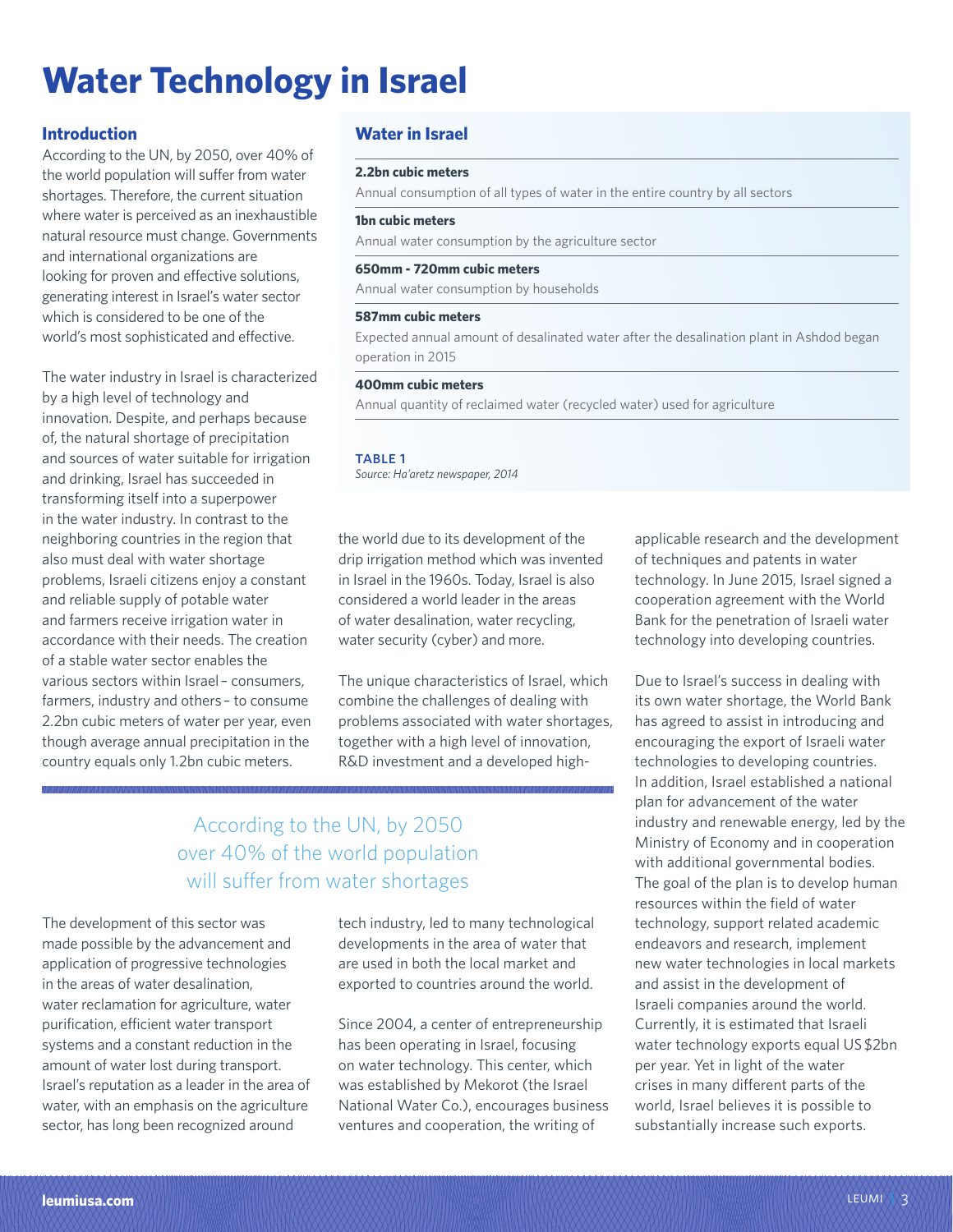# Water Technology in Israel

## Introduction

According to the UN, by 2050, over 40% of the world population will suffer from water shortages. Therefore, the current situation where water is perceived as an inexhaustible natural resource must change. Governments and international organizations are looking for proven and effective solutions, generating interest in Israel's water sector which is considered to be one of the world's most sophisticated and effective.

The water industry in Israel is characterized by a high level of technology and innovation. Despite, and perhaps because of, the natural shortage of precipitation and sources of water suitable for irrigation and drinking, Israel has succeeded in transforming itself into a superpower in the water industry. In contrast to the neighboring countries in the region that also must deal with water shortage problems, Israeli citizens enjoy a constant and reliable supply of potable water and farmers receive irrigation water in accordance with their needs. The creation of a stable water sector enables the various sectors within Israel – consumers, farmers, industry and others – to consume 2.2bn cubic meters of water per year, even though average annual precipitation in the country equals only 1.2bn cubic meters.

### Water in Israel

| Amount | Description |
|---|---|
| **2.2bn cubic meters** | Annual consumption of all types of water in the entire country by all sectors |
| **1bn cubic meters** | Annual water consumption by the agriculture sector |
| **650mm - 720mm cubic meters** | Annual water consumption by households |
| **587mm cubic meters** | Expected annual amount of desalinated water after the desalination plant in Ashdod began operation in 2015 |
| **400mm cubic meters** | Annual quantity of reclaimed water (recycled water) used for agriculture |

**TABLE 1**
*Source: Ha'aretz newspaper, 2014*

The development of this sector was made possible by the advancement and application of progressive technologies in the areas of water desalination, water reclamation for agriculture, water purification, efficient water transport systems and a constant reduction in the amount of water lost during transport. Israel's reputation as a leader in the area of water, with an emphasis on the agriculture sector, has long been recognized around the world due to its development of the drip irrigation method which was invented in Israel in the 1960s. Today, Israel is also considered a world leader in the areas of water desalination, water recycling, water security (cyber) and more.

The unique characteristics of Israel, which combine the challenges of dealing with problems associated with water shortages, together with a high level of innovation, R&D investment and a developed high-tech industry, led to many technological developments in the area of water that are used in both the local market and exported to countries around the world.

> According to the UN, by 2050 over 40% of the world population will suffer from water shortages

Since 2004, a center of entrepreneurship has been operating in Israel, focusing on water technology. This center, which was established by Mekorot (the Israel National Water Co.), encourages business ventures and cooperation, the writing of applicable research and the development of techniques and patents in water technology. In June 2015, Israel signed a cooperation agreement with the World Bank for the penetration of Israeli water technology into developing countries.

Due to Israel's success in dealing with its own water shortage, the World Bank has agreed to assist in introducing and encouraging the export of Israeli water technologies to developing countries. In addition, Israel established a national plan for advancement of the water industry and renewable energy, led by the Ministry of Economy and in cooperation with additional governmental bodies. The goal of the plan is to develop human resources within the field of water technology, support related academic endeavors and research, implement new water technologies in local markets and assist in the development of Israeli companies around the world. Currently, it is estimated that Israeli water technology exports equal US $2bn per year. Yet in light of the water crises in many different parts of the world, Israel believes it is possible to substantially increase such exports.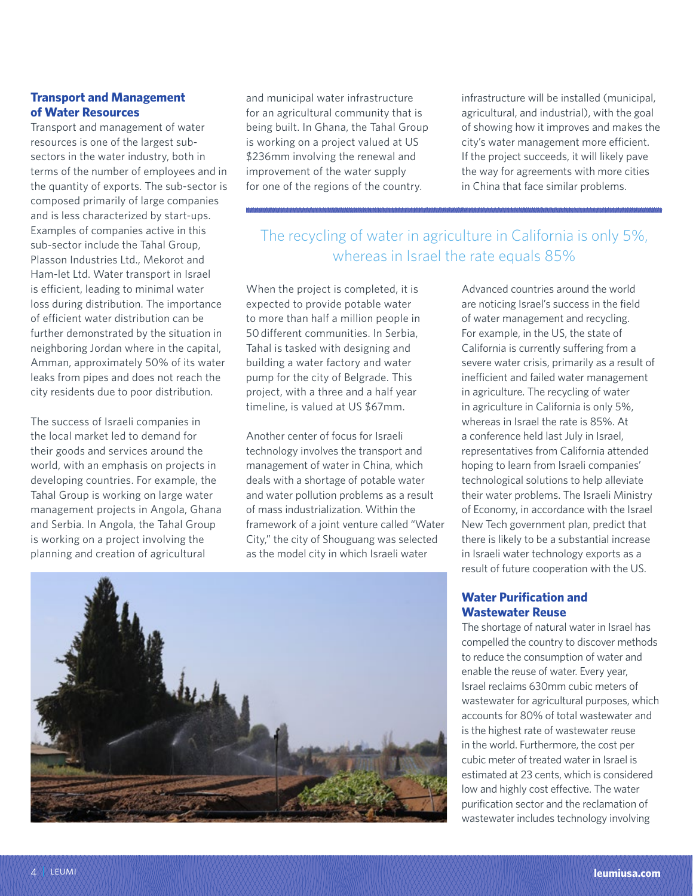## Transport and Management of Water Resources

Transport and management of water resources is one of the largest sub-sectors in the water industry, both in terms of the number of employees and in the quantity of exports. The sub-sector is composed primarily of large companies and is less characterized by start-ups. Examples of companies active in this sub-sector include the Tahal Group, Plasson Industries Ltd., Mekorot and Ham-let Ltd. Water transport in Israel is efficient, leading to minimal water loss during distribution. The importance of efficient water distribution can be further demonstrated by the situation in neighboring Jordan where in the capital, Amman, approximately 50% of its water leaks from pipes and does not reach the city residents due to poor distribution.

The success of Israeli companies in the local market led to demand for their goods and services around the world, with an emphasis on projects in developing countries. For example, the Tahal Group is working on large water management projects in Angola, Ghana and Serbia. In Angola, the Tahal Group is working on a project involving the planning and creation of agricultural and municipal water infrastructure for an agricultural community that is being built. In Ghana, the Tahal Group is working on a project valued at US $236mm involving the renewal and improvement of the water supply for one of the regions of the country.

When the project is completed, it is expected to provide potable water to more than half a million people in 50 different communities. In Serbia, Tahal is tasked with designing and building a water factory and water pump for the city of Belgrade. This project, with a three and a half year timeline, is valued at US $67mm.

Another center of focus for Israeli technology involves the transport and management of water in China, which deals with a shortage of potable water and water pollution problems as a result of mass industrialization. Within the framework of a joint venture called "Water City," the city of Shouguang was selected as the model city in which Israeli water infrastructure will be installed (municipal, agricultural, and industrial), with the goal of showing how it improves and makes the city's water management more efficient. If the project succeeds, it will likely pave the way for agreements with more cities in China that face similar problems.

> The recycling of water in agriculture in California is only 5%, whereas in Israel the rate equals 85%

Advanced countries around the world are noticing Israel's success in the field of water management and recycling. For example, in the US, the state of California is currently suffering from a severe water crisis, primarily as a result of inefficient and failed water management in agriculture. The recycling of water in agriculture in California is only 5%, whereas in Israel the rate is 85%. At a conference held last July in Israel, representatives from California attended hoping to learn from Israeli companies' technological solutions to help alleviate their water problems. The Israeli Ministry of Economy, in accordance with the Israel New Tech government plan, predict that there is likely to be a substantial increase in Israeli water technology exports as a result of future cooperation with the US.

## Water Purification and Wastewater Reuse

The shortage of natural water in Israel has compelled the country to discover methods to reduce the consumption of water and enable the reuse of water. Every year, Israel reclaims 630mm cubic meters of wastewater for agricultural purposes, which accounts for 80% of total wastewater and is the highest rate of wastewater reuse in the world. Furthermore, the cost per cubic meter of treated water in Israel is estimated at 23 cents, which is considered low and highly cost effective. The water purification sector and the reclamation of wastewater includes technology involving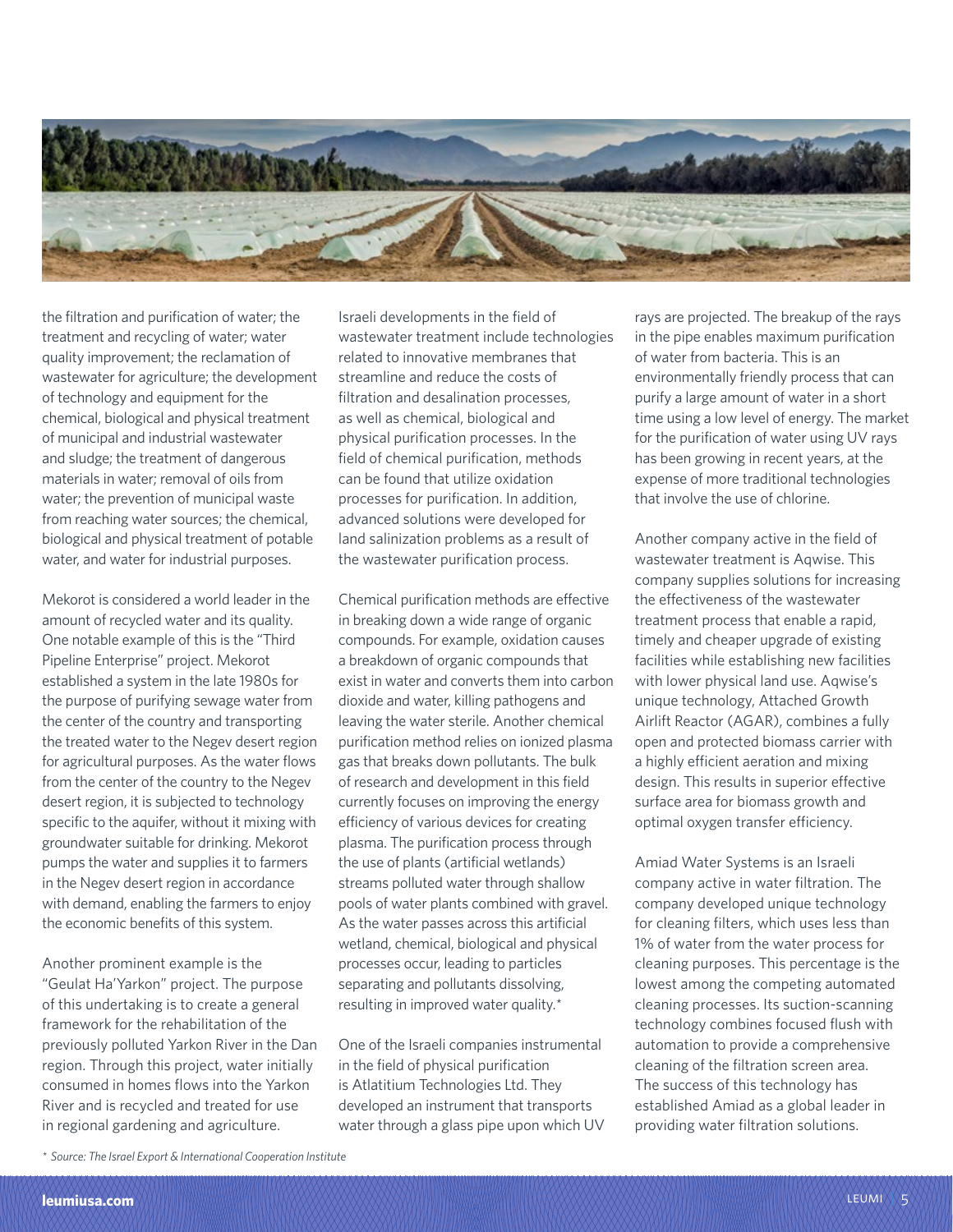the filtration and purification of water; the treatment and recycling of water; water quality improvement; the reclamation of wastewater for agriculture; the development of technology and equipment for the chemical, biological and physical treatment of municipal and industrial wastewater and sludge; the treatment of dangerous materials in water; removal of oils from water; the prevention of municipal waste from reaching water sources; the chemical, biological and physical treatment of potable water, and water for industrial purposes.

Mekorot is considered a world leader in the amount of recycled water and its quality. One notable example of this is the "Third Pipeline Enterprise" project. Mekorot established a system in the late 1980s for the purpose of purifying sewage water from the center of the country and transporting the treated water to the Negev desert region for agricultural purposes. As the water flows from the center of the country to the Negev desert region, it is subjected to technology specific to the aquifer, without it mixing with groundwater suitable for drinking. Mekorot pumps the water and supplies it to farmers in the Negev desert region in accordance with demand, enabling the farmers to enjoy the economic benefits of this system.

Another prominent example is the "Geulat Ha'Yarkon" project. The purpose of this undertaking is to create a general framework for the rehabilitation of the previously polluted Yarkon River in the Dan region. Through this project, water initially consumed in homes flows into the Yarkon River and is recycled and treated for use in regional gardening and agriculture.

Israeli developments in the field of wastewater treatment include technologies related to innovative membranes that streamline and reduce the costs of filtration and desalination processes, as well as chemical, biological and physical purification processes. In the field of chemical purification, methods can be found that utilize oxidation processes for purification. In addition, advanced solutions were developed for land salinization problems as a result of the wastewater purification process.

Chemical purification methods are effective in breaking down a wide range of organic compounds. For example, oxidation causes a breakdown of organic compounds that exist in water and converts them into carbon dioxide and water, killing pathogens and leaving the water sterile. Another chemical purification method relies on ionized plasma gas that breaks down pollutants. The bulk of research and development in this field currently focuses on improving the energy efficiency of various devices for creating plasma. The purification process through the use of plants (artificial wetlands) streams polluted water through shallow pools of water plants combined with gravel. As the water passes across this artificial wetland, chemical, biological and physical processes occur, leading to particles separating and pollutants dissolving, resulting in improved water quality.*

One of the Israeli companies instrumental in the field of physical purification is Atlatitium Technologies Ltd. They developed an instrument that transports water through a glass pipe upon which UV rays are projected. The breakup of the rays in the pipe enables maximum purification of water from bacteria. This is an environmentally friendly process that can purify a large amount of water in a short time using a low level of energy. The market for the purification of water using UV rays has been growing in recent years, at the expense of more traditional technologies that involve the use of chlorine.

Another company active in the field of wastewater treatment is Aqwise. This company supplies solutions for increasing the effectiveness of the wastewater treatment process that enable a rapid, timely and cheaper upgrade of existing facilities while establishing new facilities with lower physical land use. Aqwise's unique technology, Attached Growth Airlift Reactor (AGAR), combines a fully open and protected biomass carrier with a highly efficient aeration and mixing design. This results in superior effective surface area for biomass growth and optimal oxygen transfer efficiency.

Amiad Water Systems is an Israeli company active in water filtration. The company developed unique technology for cleaning filters, which uses less than 1% of water from the water process for cleaning purposes. This percentage is the lowest among the competing automated cleaning processes. Its suction-scanning technology combines focused flush with automation to provide a comprehensive cleaning of the filtration screen area. The success of this technology has established Amiad as a global leader in providing water filtration solutions.

*\* Source: The Israel Export & International Cooperation Institute*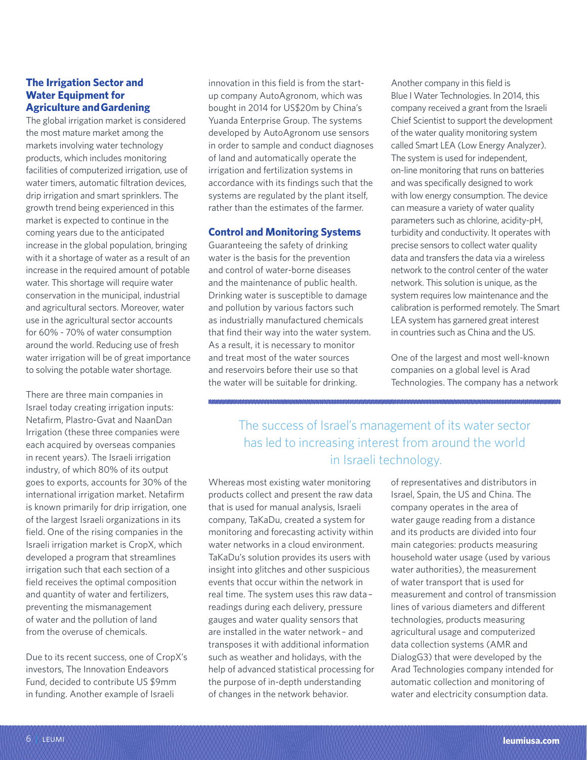### The Irrigation Sector and Water Equipment for Agriculture and Gardening

The global irrigation market is considered the most mature market among the markets involving water technology products, which includes monitoring facilities of computerized irrigation, use of water timers, automatic filtration devices, drip irrigation and smart sprinklers. The growth trend being experienced in this market is expected to continue in the coming years due to the anticipated increase in the global population, bringing with it a shortage of water as a result of an increase in the required amount of potable water. This shortage will require water conservation in the municipal, industrial and agricultural sectors. Moreover, water use in the agricultural sector accounts for 60% - 70% of water consumption around the world. Reducing use of fresh water irrigation will be of great importance to solving the potable water shortage.

There are three main companies in Israel today creating irrigation inputs: Netafirm, Plastro-Gvat and NaanDan Irrigation (these three companies were each acquired by overseas companies in recent years). The Israeli irrigation industry, of which 80% of its output goes to exports, accounts for 30% of the international irrigation market. Netafirm is known primarily for drip irrigation, one of the largest Israeli organizations in its field. One of the rising companies in the Israeli irrigation market is CropX, which developed a program that streamlines irrigation such that each section of a field receives the optimal composition and quantity of water and fertilizers, preventing the mismanagement of water and the pollution of land from the overuse of chemicals.

Due to its recent success, one of CropX's investors, The Innovation Endeavors Fund, decided to contribute US $9mm in funding. Another example of Israeli innovation in this field is from the start-up company AutoAgronom, which was bought in 2014 for US$20m by China's Yuanda Enterprise Group. The systems developed by AutoAgronom use sensors in order to sample and conduct diagnoses of land and automatically operate the irrigation and fertilization systems in accordance with its findings such that the systems are regulated by the plant itself, rather than the estimates of the farmer.

### Control and Monitoring Systems

Guaranteeing the safety of drinking water is the basis for the prevention and control of water-borne diseases and the maintenance of public health. Drinking water is susceptible to damage and pollution by various factors such as industrially manufactured chemicals that find their way into the water system. As a result, it is necessary to monitor and treat most of the water sources and reservoirs before their use so that the water will be suitable for drinking.

Another company in this field is Blue I Water Technologies. In 2014, this company received a grant from the Israeli Chief Scientist to support the development of the water quality monitoring system called Smart LEA (Low Energy Analyzer). The system is used for independent, on-line monitoring that runs on batteries and was specifically designed to work with low energy consumption. The device can measure a variety of water quality parameters such as chlorine, acidity-pH, turbidity and conductivity. It operates with precise sensors to collect water quality data and transfers the data via a wireless network to the control center of the water network. This solution is unique, as the system requires low maintenance and the calibration is performed remotely. The Smart LEA system has garnered great interest in countries such as China and the US.

One of the largest and most well-known companies on a global level is Arad Technologies. The company has a network of representatives and distributors in Israel, Spain, the US and China. The company operates in the area of water gauge reading from a distance and its products are divided into four main categories: products measuring household water usage (used by various water authorities), the measurement of water transport that is used for measurement and control of transmission lines of various diameters and different technologies, products measuring agricultural usage and computerized data collection systems (AMR and DialogG3) that were developed by the Arad Technologies company intended for automatic collection and monitoring of water and electricity consumption data.

> The success of Israel's management of its water sector has led to increasing interest from around the world in Israeli technology.

Whereas most existing water monitoring products collect and present the raw data that is used for manual analysis, Israeli company, TaKaDu, created a system for monitoring and forecasting activity within water networks in a cloud environment. TaKaDu's solution provides its users with insight into glitches and other suspicious events that occur within the network in real time. The system uses this raw data – readings during each delivery, pressure gauges and water quality sensors that are installed in the water network – and transposes it with additional information such as weather and holidays, with the help of advanced statistical processing for the purpose of in-depth understanding of changes in the network behavior.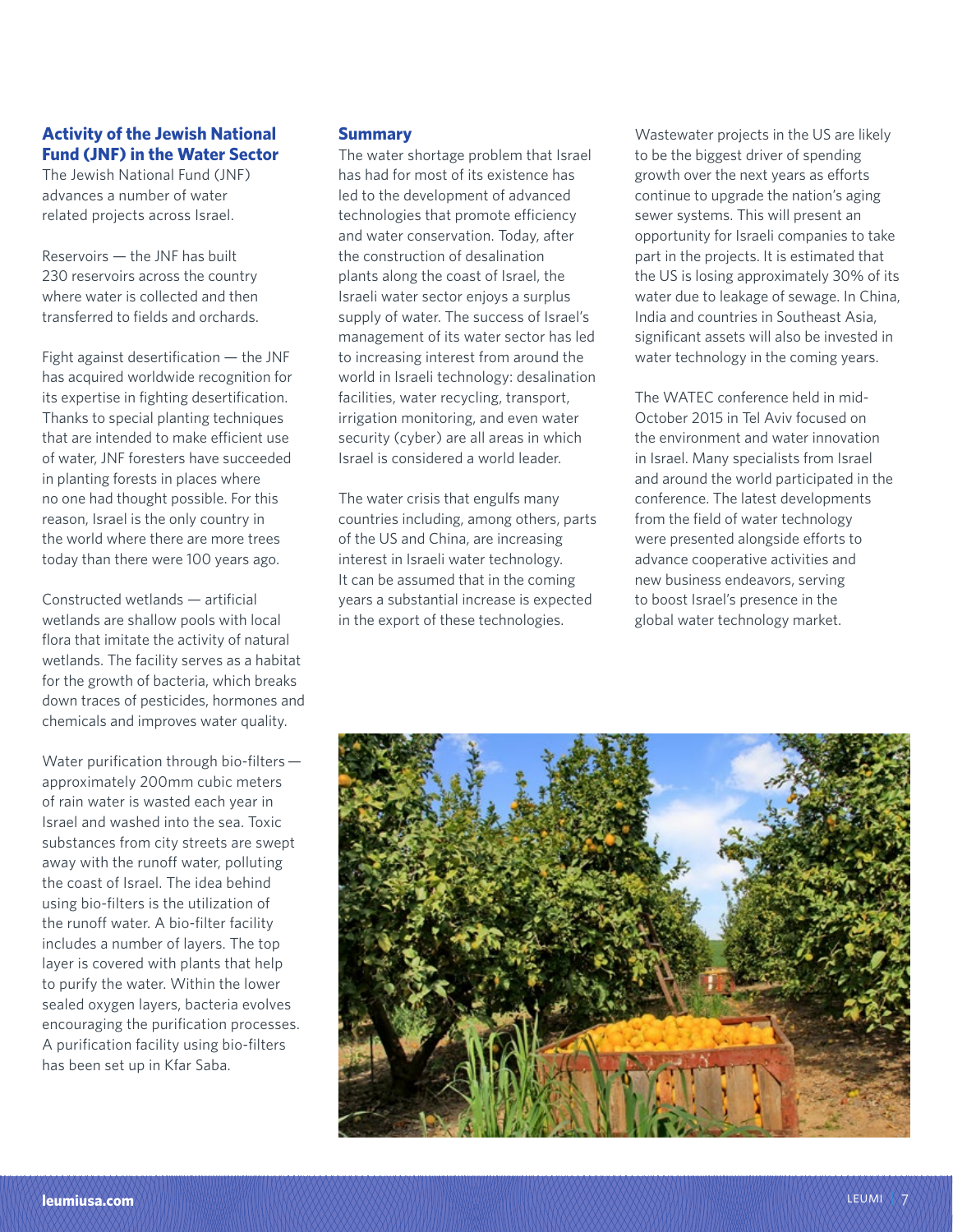## Activity of the Jewish National Fund (JNF) in the Water Sector

The Jewish National Fund (JNF) advances a number of water related projects across Israel.

Reservoirs — the JNF has built 230 reservoirs across the country where water is collected and then transferred to fields and orchards.

Fight against desertification — the JNF has acquired worldwide recognition for its expertise in fighting desertification. Thanks to special planting techniques that are intended to make efficient use of water, JNF foresters have succeeded in planting forests in places where no one had thought possible. For this reason, Israel is the only country in the world where there are more trees today than there were 100 years ago.

Constructed wetlands — artificial wetlands are shallow pools with local flora that imitate the activity of natural wetlands. The facility serves as a habitat for the growth of bacteria, which breaks down traces of pesticides, hormones and chemicals and improves water quality.

Water purification through bio-filters — approximately 200mm cubic meters of rain water is wasted each year in Israel and washed into the sea. Toxic substances from city streets are swept away with the runoff water, polluting the coast of Israel. The idea behind using bio-filters is the utilization of the runoff water. A bio-filter facility includes a number of layers. The top layer is covered with plants that help to purify the water. Within the lower sealed oxygen layers, bacteria evolves encouraging the purification processes. A purification facility using bio-filters has been set up in Kfar Saba.

## Summary

The water shortage problem that Israel has had for most of its existence has led to the development of advanced technologies that promote efficiency and water conservation. Today, after the construction of desalination plants along the coast of Israel, the Israeli water sector enjoys a surplus supply of water. The success of Israel's management of its water sector has led to increasing interest from around the world in Israeli technology: desalination facilities, water recycling, transport, irrigation monitoring, and even water security (cyber) are all areas in which Israel is considered a world leader.

The water crisis that engulfs many countries including, among others, parts of the US and China, are increasing interest in Israeli water technology. It can be assumed that in the coming years a substantial increase is expected in the export of these technologies.

Wastewater projects in the US are likely to be the biggest driver of spending growth over the next years as efforts continue to upgrade the nation's aging sewer systems. This will present an opportunity for Israeli companies to take part in the projects. It is estimated that the US is losing approximately 30% of its water due to leakage of sewage. In China, India and countries in Southeast Asia, significant assets will also be invested in water technology in the coming years.

The WATEC conference held in mid-October 2015 in Tel Aviv focused on the environment and water innovation in Israel. Many specialists from Israel and around the world participated in the conference. The latest developments from the field of water technology were presented alongside efforts to advance cooperative activities and new business endeavors, serving to boost Israel's presence in the global water technology market.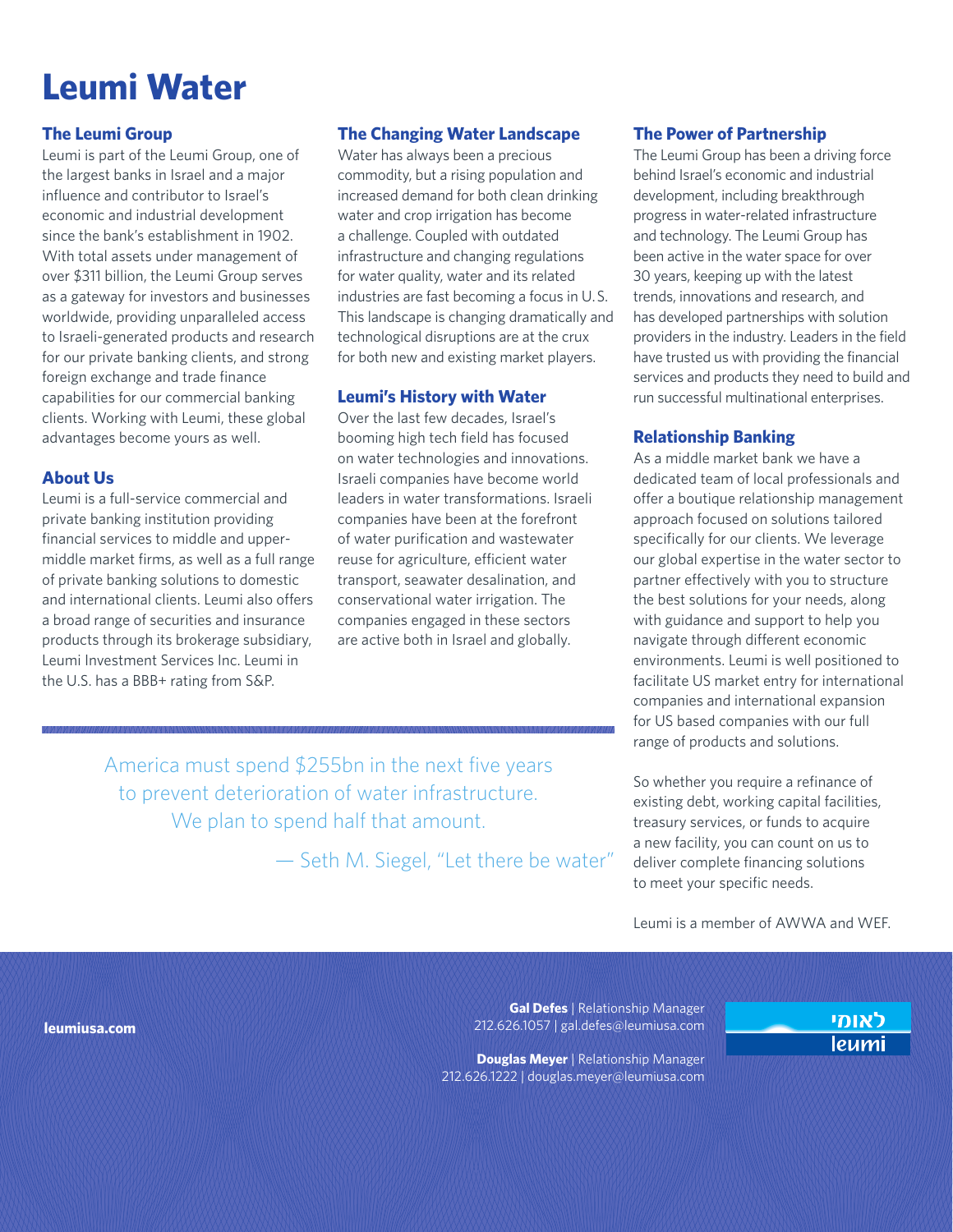# Leumi Water

## The Leumi Group

Leumi is part of the Leumi Group, one of the largest banks in Israel and a major influence and contributor to Israel's economic and industrial development since the bank's establishment in 1902. With total assets under management of over $311 billion, the Leumi Group serves as a gateway for investors and businesses worldwide, providing unparalleled access to Israeli-generated products and research for our private banking clients, and strong foreign exchange and trade finance capabilities for our commercial banking clients. Working with Leumi, these global advantages become yours as well.

## About Us

Leumi is a full-service commercial and private banking institution providing financial services to middle and upper-middle market firms, as well as a full range of private banking solutions to domestic and international clients. Leumi also offers a broad range of securities and insurance products through its brokerage subsidiary, Leumi Investment Services Inc. Leumi in the U.S. has a BBB+ rating from S&P.

## The Changing Water Landscape

Water has always been a precious commodity, but a rising population and increased demand for both clean drinking water and crop irrigation has become a challenge. Coupled with outdated infrastructure and changing regulations for water quality, water and its related industries are fast becoming a focus in U.S. This landscape is changing dramatically and technological disruptions are at the crux for both new and existing market players.

## Leumi's History with Water

Over the last few decades, Israel's booming high tech field has focused on water technologies and innovations. Israeli companies have become world leaders in water transformations. Israeli companies have been at the forefront of water purification and wastewater reuse for agriculture, efficient water transport, seawater desalination, and conservational water irrigation. The companies engaged in these sectors are active both in Israel and globally.

> America must spend $255bn in the next five years to prevent deterioration of water infrastructure. We plan to spend half that amount.
>
> — Seth M. Siegel, "Let there be water"

## The Power of Partnership

The Leumi Group has been a driving force behind Israel's economic and industrial development, including breakthrough progress in water-related infrastructure and technology. The Leumi Group has been active in the water space for over 30 years, keeping up with the latest trends, innovations and research, and has developed partnerships with solution providers in the industry. Leaders in the field have trusted us with providing the financial services and products they need to build and run successful multinational enterprises.

## Relationship Banking

As a middle market bank we have a dedicated team of local professionals and offer a boutique relationship management approach focused on solutions tailored specifically for our clients. We leverage our global expertise in the water sector to partner effectively with you to structure the best solutions for your needs, along with guidance and support to help you navigate through different economic environments. Leumi is well positioned to facilitate US market entry for international companies and international expansion for US based companies with our full range of products and solutions.

So whether you require a refinance of existing debt, working capital facilities, treasury services, or funds to acquire a new facility, you can count on us to deliver complete financing solutions to meet your specific needs.

Leumi is a member of AWWA and WEF.

**leumiusa.com**

**Gal Defes** | Relationship Manager
212.626.1057 | gal.defes@leumiusa.com

**Douglas Meyer** | Relationship Manager
212.626.1222 | douglas.meyer@leumiusa.com

לאומי
leumi